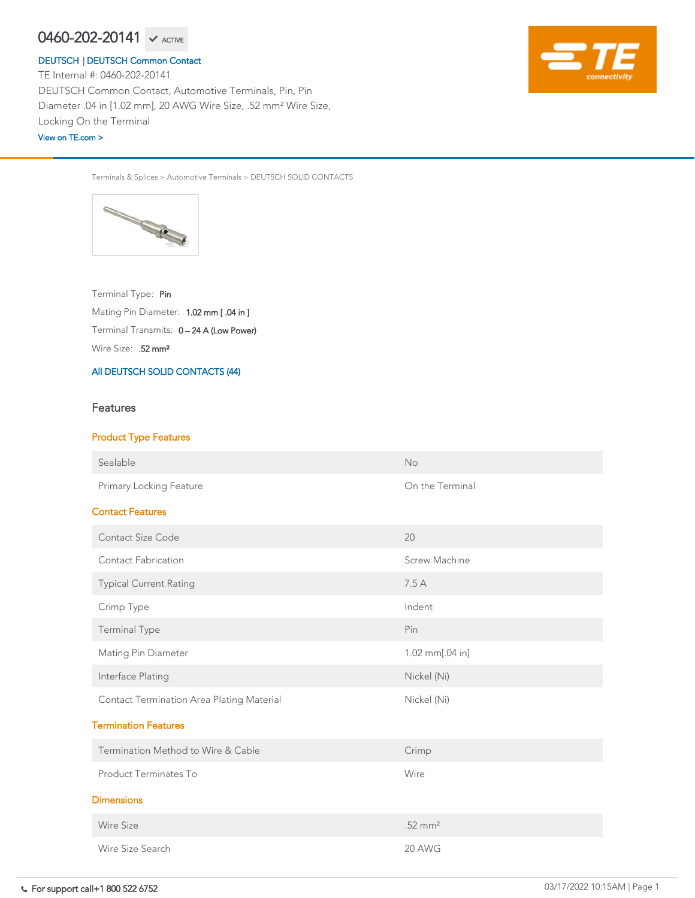# 0460-202-20141 ACTIVE

DEUTSCH | DEUTSCH Common Contact

TE Internal #: 0460-202-20141

DEUTSCH Common Contact, Automotive Terminals, Pin, Pin Diameter .04 in [1.02 mm], 20 AWG Wire Size, .52 mm² Wire Size, Locking On the Terminal

View on TE.com >

Terminals & Splices > Automotive Terminals > DEUTSCH SOLID CONTACTS

Terminal Type: **Pin**

Mating Pin Diameter: **1.02 mm [ .04 in ]**

Terminal Transmits: **0 – 24 A (Low Power)**

Wire Size: **.52 mm²**

All DEUTSCH SOLID CONTACTS (44)

## Features

### Product Type Features

| | |
|---|---|
| Sealable | No |
| Primary Locking Feature | On the Terminal |

### Contact Features

| | |
|---|---|
| Contact Size Code | 20 |
| Contact Fabrication | Screw Machine |
| Typical Current Rating | 7.5 A |
| Crimp Type | Indent |
| Terminal Type | Pin |
| Mating Pin Diameter | 1.02 mm[.04 in] |
| Interface Plating | Nickel (Ni) |
| Contact Termination Area Plating Material | Nickel (Ni) |

### Termination Features

| | |
|---|---|
| Termination Method to Wire & Cable | Crimp |
| Product Terminates To | Wire |

### Dimensions

| | |
|---|---|
| Wire Size | .52 mm² |
| Wire Size Search | 20 AWG |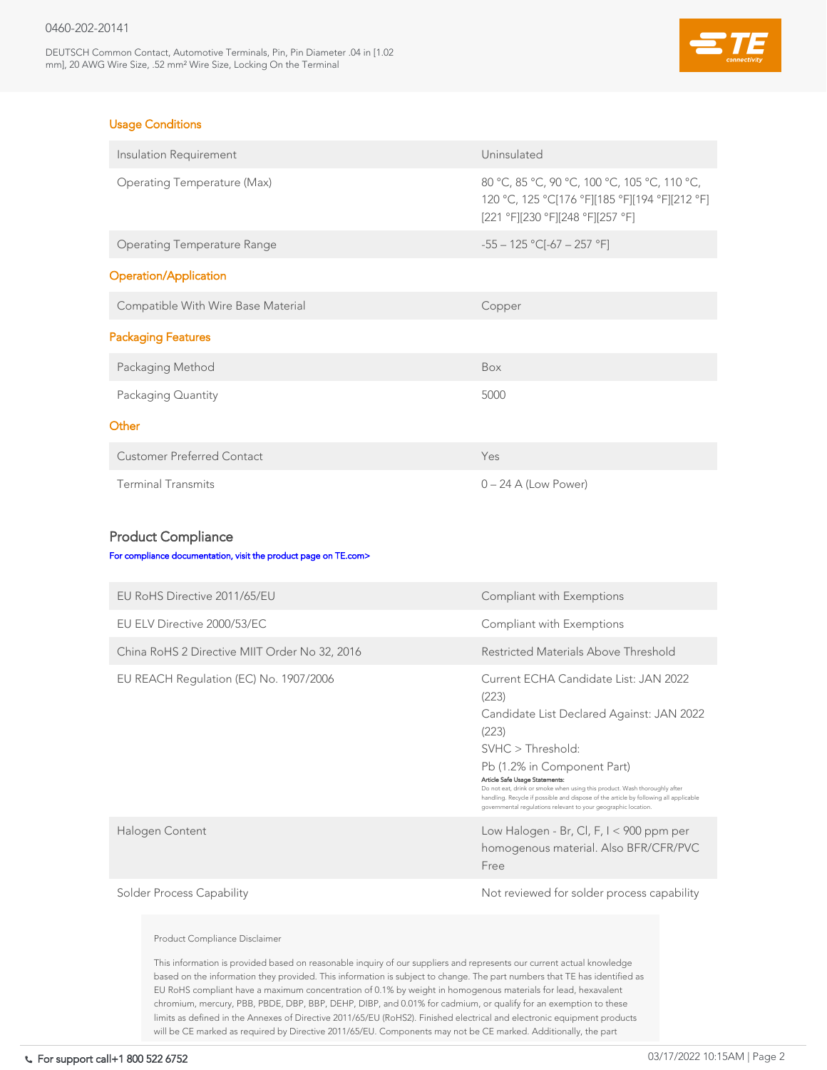## Usage Conditions

| | |
|---|---|
| Insulation Requirement | Uninsulated |
| Operating Temperature (Max) | 80 °C, 85 °C, 90 °C, 100 °C, 105 °C, 110 °C, 120 °C, 125 °C[176 °F][185 °F][194 °F][212 °F][221 °F][230 °F][248 °F][257 °F] |
| Operating Temperature Range | -55 – 125 °C[-67 – 257 °F] |

## Operation/Application

| | |
|---|---|
| Compatible With Wire Base Material | Copper |

## Packaging Features

| | |
|---|---|
| Packaging Method | Box |
| Packaging Quantity | 5000 |

## Other

| | |
|---|---|
| Customer Preferred Contact | Yes |
| Terminal Transmits | 0 – 24 A (Low Power) |

## Product Compliance

For compliance documentation, visit the product page on TE.com>

| | |
|---|---|
| EU RoHS Directive 2011/65/EU | Compliant with Exemptions |
| EU ELV Directive 2000/53/EC | Compliant with Exemptions |
| China RoHS 2 Directive MIIT Order No 32, 2016 | Restricted Materials Above Threshold |
| EU REACH Regulation (EC) No. 1907/2006 | Current ECHA Candidate List: JAN 2022 (223)<br>Candidate List Declared Against: JAN 2022 (223)<br>SVHC > Threshold:<br>Pb (1.2% in Component Part)<br>**Article Safe Usage Statements:**<br>Do not eat, drink or smoke when using this product. Wash thoroughly after handling. Recycle if possible and dispose of the article by following all applicable governmental regulations relevant to your geographic location. |
| Halogen Content | Low Halogen - Br, Cl, F, I < 900 ppm per homogenous material. Also BFR/CFR/PVC Free |
| Solder Process Capability | Not reviewed for solder process capability |

Product Compliance Disclaimer

This information is provided based on reasonable inquiry of our suppliers and represents our current actual knowledge based on the information they provided. This information is subject to change. The part numbers that TE has identified as EU RoHS compliant have a maximum concentration of 0.1% by weight in homogenous materials for lead, hexavalent chromium, mercury, PBB, PBDE, DBP, BBP, DEHP, DIBP, and 0.01% for cadmium, or qualify for an exemption to these limits as defined in the Annexes of Directive 2011/65/EU (RoHS2). Finished electrical and electronic equipment products will be CE marked as required by Directive 2011/65/EU. Components may not be CE marked. Additionally, the part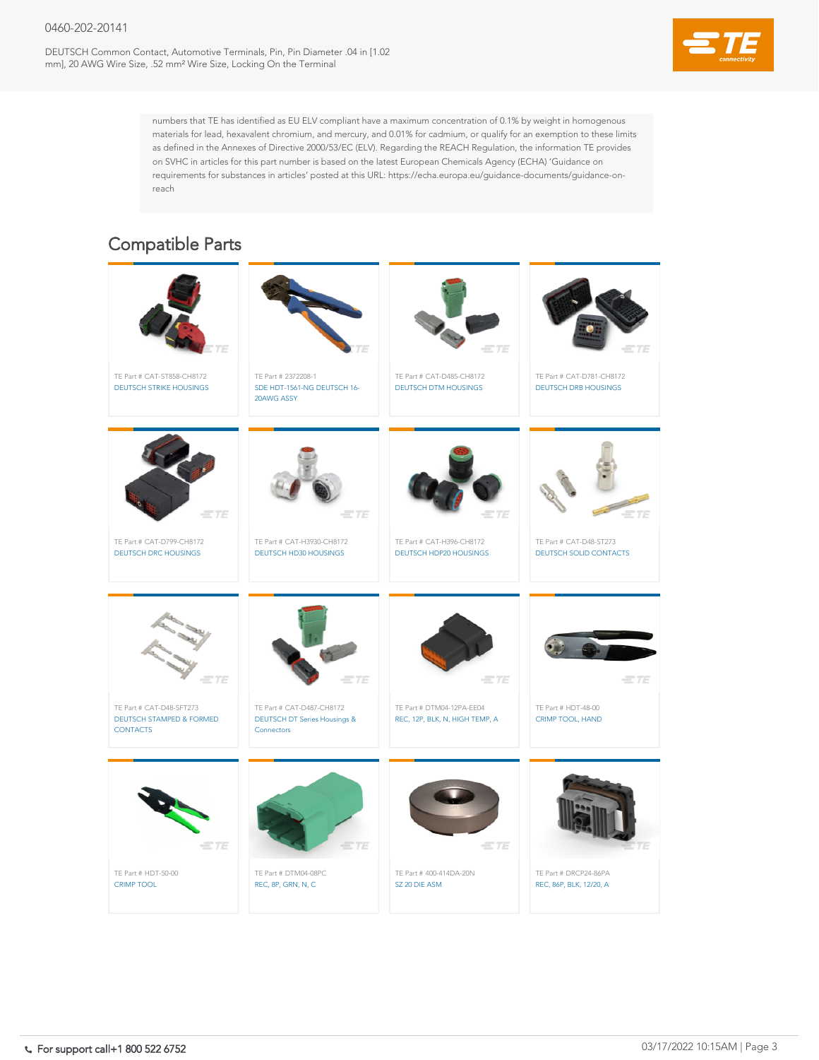numbers that TE has identified as EU ELV compliant have a maximum concentration of 0.1% by weight in homogenous materials for lead, hexavalent chromium, and mercury, and 0.01% for cadmium, or qualify for an exemption to these limits as defined in the Annexes of Directive 2000/53/EC (ELV). Regarding the REACH Regulation, the information TE provides on SVHC in articles for this part number is based on the latest European Chemicals Agency (ECHA) 'Guidance on requirements for substances in articles' posted at this URL: https://echa.europa.eu/guidance-documents/guidance-on-reach

## Compatible Parts

TE Part # CAT-ST858-CH8172
DEUTSCH STRIKE HOUSINGS

TE Part # 2372208-1
SDE HDT-1561-NG DEUTSCH 16-20AWG ASSY

TE Part # CAT-D485-CH8172
DEUTSCH DTM HOUSINGS

TE Part # CAT-D781-CH8172
DEUTSCH DRB HOUSINGS

TE Part # CAT-D799-CH8172
DEUTSCH DRC HOUSINGS

TE Part # CAT-H3930-CH8172
DEUTSCH HD30 HOUSINGS

TE Part # CAT-H396-CH8172
DEUTSCH HDP20 HOUSINGS

TE Part # CAT-D48-ST273
DEUTSCH SOLID CONTACTS

TE Part # CAT-D48-SFT273
DEUTSCH STAMPED & FORMED CONTACTS

TE Part # CAT-D487-CH8172
DEUTSCH DT Series Housings & Connectors

TE Part # DTM04-12PA-EE04
REC, 12P, BLK, N, HIGH TEMP, A

TE Part # HDT-48-00
CRIMP TOOL, HAND

TE Part # HDT-50-00
CRIMP TOOL

TE Part # DTM04-08PC
REC, 8P, GRN, N, C

TE Part # 400-414DA-20N
SZ 20 DIE ASM

TE Part # DRCP24-86PA
REC, 86P, BLK, 12/20, A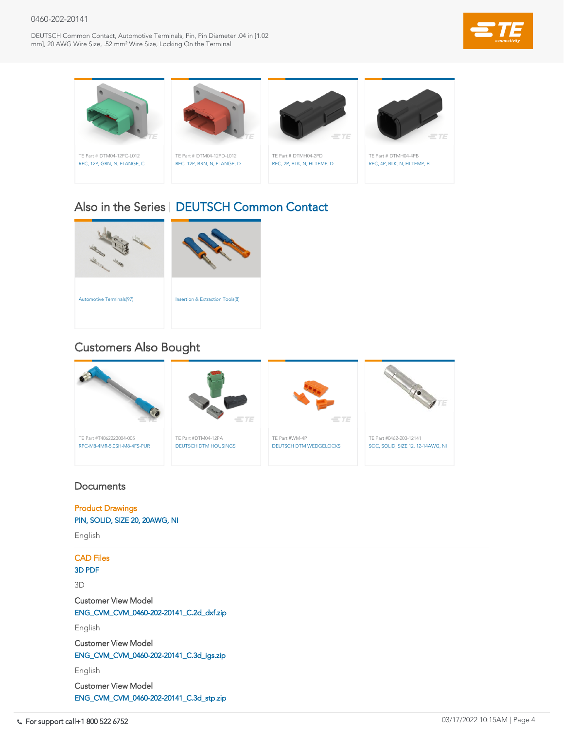0460-202-20141

DEUTSCH Common Contact, Automotive Terminals, Pin, Pin Diameter .04 in [1.02 mm], 20 AWG Wire Size, .52 mm² Wire Size, Locking On the Terminal

TE Part # DTM04-12PC-L012
REC, 12P, GRN, N, FLANGE, C

TE Part # DTM04-12PD-L012
REC, 12P, BRN, N, FLANGE, D

TE Part # DTMH04-2PD
REC, 2P, BLK, N, HI TEMP, D

TE Part # DTMH04-4PB
REC, 4P, BLK, N, HI TEMP, B

## Also in the Series | DEUTSCH Common Contact

Automotive Terminals(97)

Insertion & Extraction Tools(8)

## Customers Also Bought

TE Part #T4062223004-005
RPC-M8-4MR-5.0SH-M8-4FS-PUR

TE Part #DTM04-12PA
DEUTSCH DTM HOUSINGS

TE Part #WM-4P
DEUTSCH DTM WEDGELOCKS

TE Part #0462-203-12141
SOC, SOLID, SIZE 12, 12-14AWG, NI

## Documents

**Product Drawings**

PIN, SOLID, SIZE 20, 20AWG, NI

English

**CAD Files**

3D PDF

3D

Customer View Model

ENG_CVM_CVM_0460-202-20141_C.2d_dxf.zip

English

Customer View Model

ENG_CVM_CVM_0460-202-20141_C.3d_igs.zip

English

Customer View Model

ENG_CVM_CVM_0460-202-20141_C.3d_stp.zip

For support call+1 800 522 6752

03/17/2022 10:15AM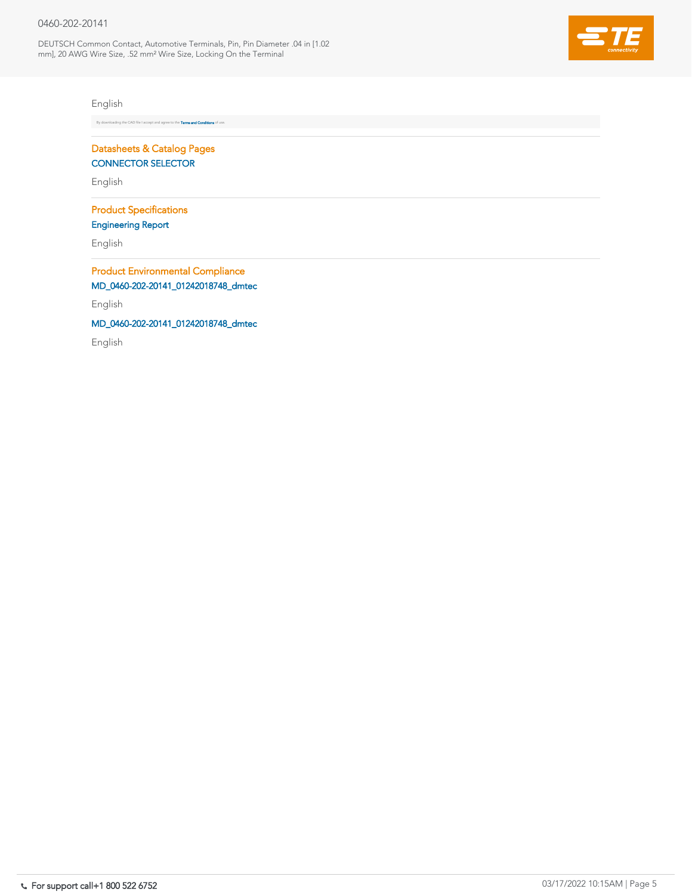English

By downloading the CAD file I accept and agree to the Terms and Conditions of use.

## Datasheets & Catalog Pages

CONNECTOR SELECTOR

English

## Product Specifications

Engineering Report

English

## Product Environmental Compliance

MD_0460-202-20141_01242018748_dmtec

English

MD_0460-202-20141_01242018748_dmtec

English